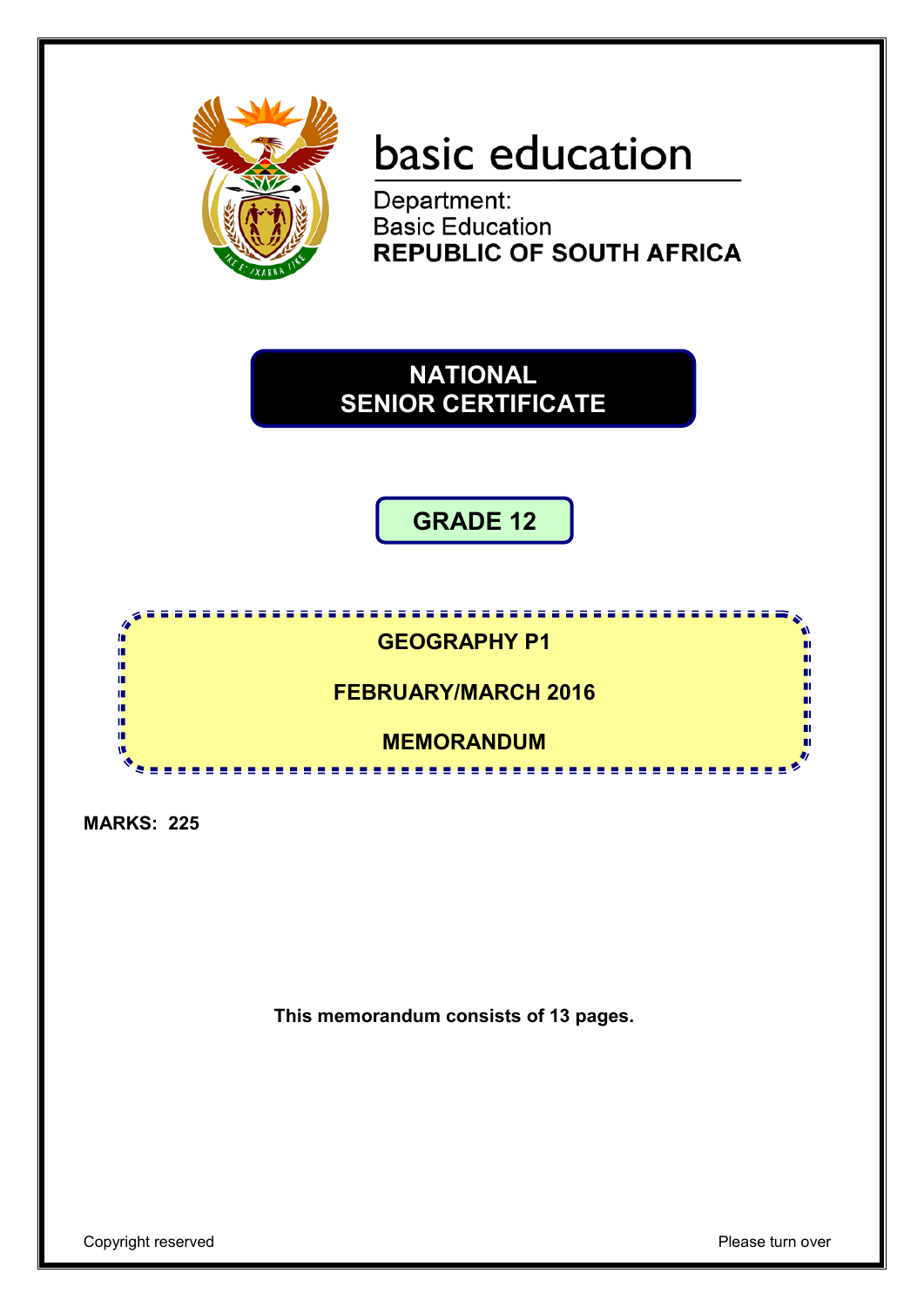basic education

Department:
Basic Education
**REPUBLIC OF SOUTH AFRICA**

# NATIONAL SENIOR CERTIFICATE

## GRADE 12

## GEOGRAPHY P1

## FEBRUARY/MARCH 2016

## MEMORANDUM

**MARKS: 225**

**This memorandum consists of 13 pages.**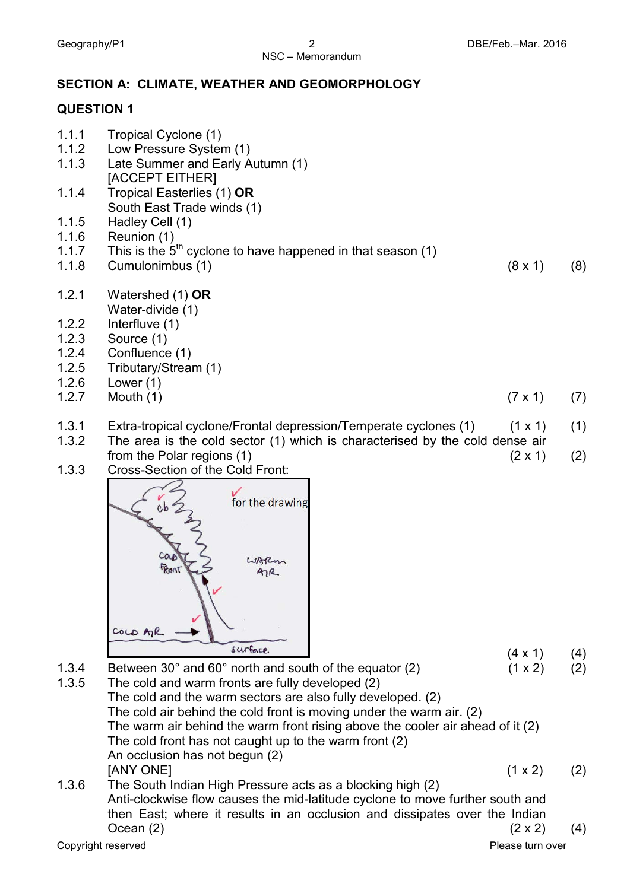## SECTION A: CLIMATE, WEATHER AND GEOMORPHOLOGY

### QUESTION 1

1.1.1 Tropical Cyclone (1)
1.1.2 Low Pressure System (1)
1.1.3 Late Summer and Early Autumn (1)
[ACCEPT EITHER]
1.1.4 Tropical Easterlies (1) **OR**
South East Trade winds (1)
1.1.5 Hadley Cell (1)
1.1.6 Reunion (1)
1.1.7 This is the 5th cyclone to have happened in that season (1)
1.1.8 Cumulonimbus (1) (8 x 1) (8)

1.2.1 Watershed (1) **OR**
Water-divide (1)
1.2.2 Interfluve (1)
1.2.3 Source (1)
1.2.4 Confluence (1)
1.2.5 Tributary/Stream (1)
1.2.6 Lower (1)
1.2.7 Mouth (1) (7 x 1) (7)

1.3.1 Extra-tropical cyclone/Frontal depression/Temperate cyclones (1) (1 x 1) (1)
1.3.2 The area is the cold sector (1) which is characterised by the cold dense air from the Polar regions (1) (2 x 1) (2)
1.3.3 Cross-Section of the Cold Front:

✓ for the drawing
Cb ✓
COLD FRONT
WARM AIR
COLD AIR
surface

(4 x 1) (4)
1.3.4 Between 30° and 60° north and south of the equator (2) (1 x 2) (2)
1.3.5 The cold and warm fronts are fully developed (2)
The cold and the warm sectors are also fully developed. (2)
The cold air behind the cold front is moving under the warm air. (2)
The warm air behind the warm front rising above the cooler air ahead of it (2)
The cold front has not caught up to the warm front (2)
An occlusion has not begun (2)
[ANY ONE] (1 x 2) (2)
1.3.6 The South Indian High Pressure acts as a blocking high (2)
Anti-clockwise flow causes the mid-latitude cyclone to move further south and then East; where it results in an occlusion and dissipates over the Indian Ocean (2) (2 x 2) (4)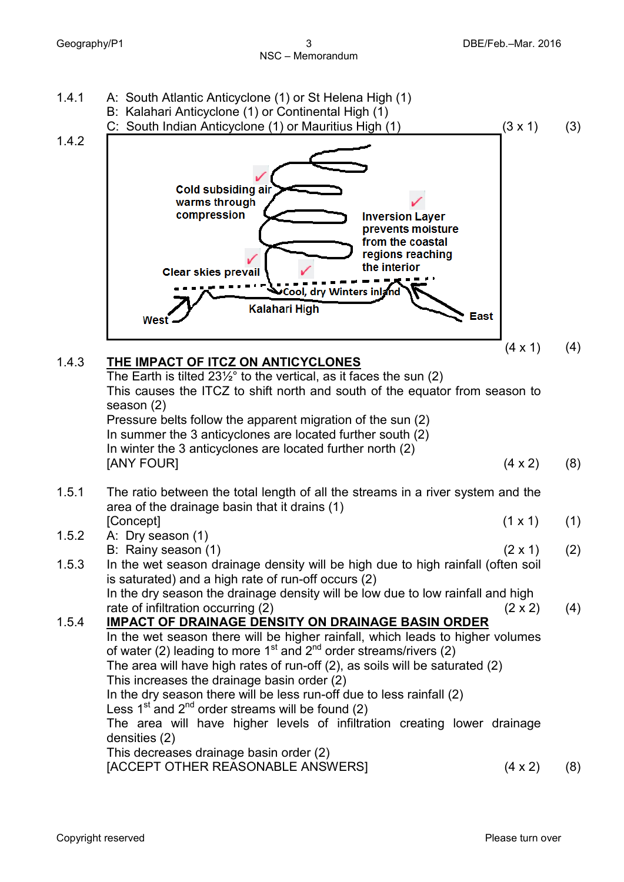1.4.1 A: South Atlantic Anticyclone (1) or St Helena High (1)
B: Kalahari Anticyclone (1) or Continental High (1)
C: South Indian Anticyclone (1) or Mauritius High (1) (3 x 1) (3)

1.4.2

Cold subsiding air warms through compression ✓

Inversion Layer prevents moisture from the coastal regions reaching the interior ✓

Clear skies prevail ✓

Cool, dry Winters inland ✓

Kalahari High

West

East

(4 x 1) (4)

1.4.3 **THE IMPACT OF ITCZ ON ANTICYCLONES**
The Earth is tilted 23½° to the vertical, as it faces the sun (2)
This causes the ITCZ to shift north and south of the equator from season to season (2)
Pressure belts follow the apparent migration of the sun (2)
In summer the 3 anticyclones are located further south (2)
In winter the 3 anticyclones are located further north (2)
[ANY FOUR] (4 x 2) (8)

1.5.1 The ratio between the total length of all the streams in a river system and the area of the drainage basin that it drains (1)
[Concept] (1 x 1) (1)

1.5.2 A: Dry season (1)
B: Rainy season (1) (2 x 1) (2)

1.5.3 In the wet season drainage density will be high due to high rainfall (often soil is saturated) and a high rate of run-off occurs (2)
In the dry season the drainage density will be low due to low rainfall and high rate of infiltration occurring (2) (2 x 2) (4)

1.5.4 **IMPACT OF DRAINAGE DENSITY ON DRAINAGE BASIN ORDER**
In the wet season there will be higher rainfall, which leads to higher volumes of water (2) leading to more 1st and 2nd order streams/rivers (2)
The area will have high rates of run-off (2), as soils will be saturated (2)
This increases the drainage basin order (2)
In the dry season there will be less run-off due to less rainfall (2)
Less 1st and 2nd order streams will be found (2)
The area will have higher levels of infiltration creating lower drainage densities (2)
This decreases drainage basin order (2)
[ACCEPT OTHER REASONABLE ANSWERS] (4 x 2) (8)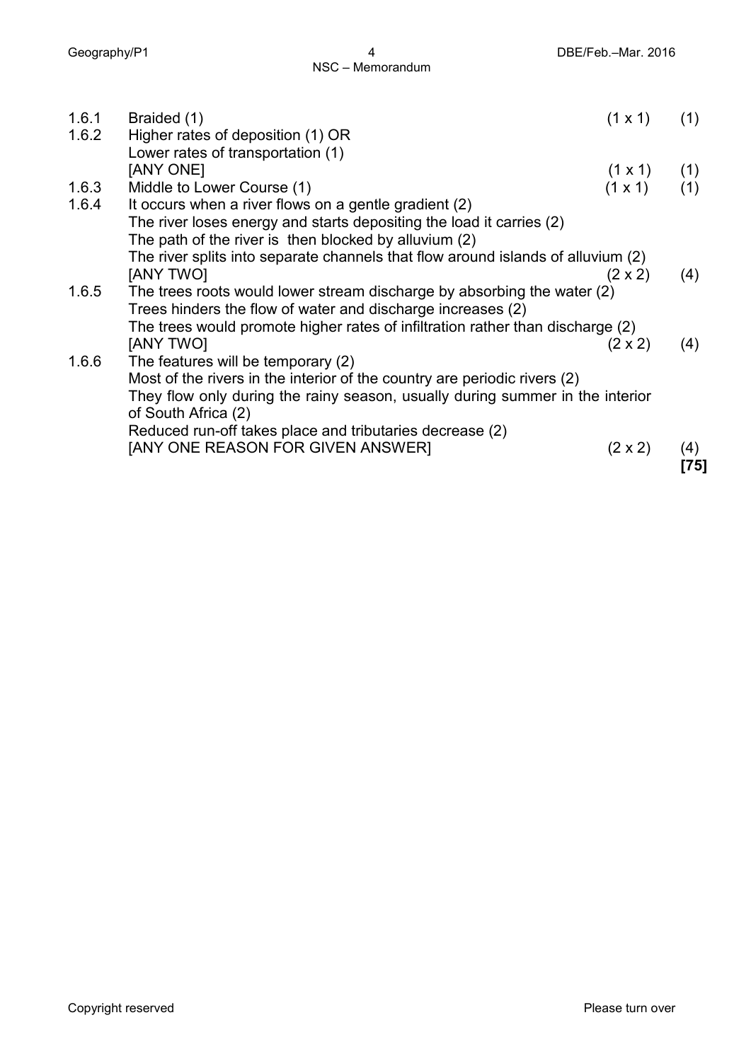| | | | |
|---|---|---|---|
| 1.6.1 | Braided (1) | (1 x 1) | (1) |
| 1.6.2 | Higher rates of deposition (1) OR<br>Lower rates of transportation (1)<br>[ANY ONE] | (1 x 1) | (1) |
| 1.6.3 | Middle to Lower Course (1) | (1 x 1) | (1) |
| 1.6.4 | It occurs when a river flows on a gentle gradient (2)<br>The river loses energy and starts depositing the load it carries (2)<br>The path of the river is then blocked by alluvium (2)<br>The river splits into separate channels that flow around islands of alluvium (2)<br>[ANY TWO] | (2 x 2) | (4) |
| 1.6.5 | The trees roots would lower stream discharge by absorbing the water (2)<br>Trees hinders the flow of water and discharge increases (2)<br>The trees would promote higher rates of infiltration rather than discharge (2)<br>[ANY TWO] | (2 x 2) | (4) |
| 1.6.6 | The features will be temporary (2)<br>Most of the rivers in the interior of the country are periodic rivers (2)<br>They flow only during the rainy season, usually during summer in the interior of South Africa (2)<br>Reduced run-off takes place and tributaries decrease (2)<br>[ANY ONE REASON FOR GIVEN ANSWER] | (2 x 2) | (4)<br>**[75]** |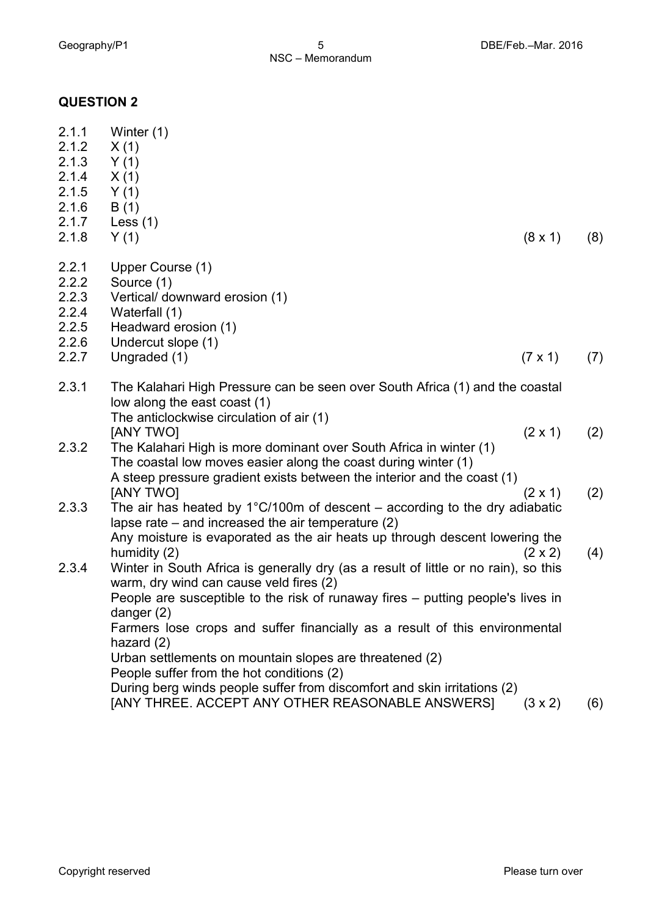## QUESTION 2

2.1.1 Winter (1)
2.1.2 X (1)
2.1.3 Y (1)
2.1.4 X (1)
2.1.5 Y (1)
2.1.6 B (1)
2.1.7 Less (1)
2.1.8 Y (1) (8 x 1) (8)

2.2.1 Upper Course (1)
2.2.2 Source (1)
2.2.3 Vertical/ downward erosion (1)
2.2.4 Waterfall (1)
2.2.5 Headward erosion (1)
2.2.6 Undercut slope (1)
2.2.7 Ungraded (1) (7 x 1) (7)

2.3.1 The Kalahari High Pressure can be seen over South Africa (1) and the coastal low along the east coast (1)
The anticlockwise circulation of air (1)
[ANY TWO] (2 x 1) (2)

2.3.2 The Kalahari High is more dominant over South Africa in winter (1)
The coastal low moves easier along the coast during winter (1)
A steep pressure gradient exists between the interior and the coast (1)
[ANY TWO] (2 x 1) (2)

2.3.3 The air has heated by 1°C/100m of descent – according to the dry adiabatic lapse rate – and increased the air temperature (2)
Any moisture is evaporated as the air heats up through descent lowering the humidity (2) (2 x 2) (4)

2.3.4 Winter in South Africa is generally dry (as a result of little or no rain), so this warm, dry wind can cause veld fires (2)
People are susceptible to the risk of runaway fires – putting people's lives in danger (2)
Farmers lose crops and suffer financially as a result of this environmental hazard (2)
Urban settlements on mountain slopes are threatened (2)
People suffer from the hot conditions (2)
During berg winds people suffer from discomfort and skin irritations (2)
[ANY THREE. ACCEPT ANY OTHER REASONABLE ANSWERS] (3 x 2) (6)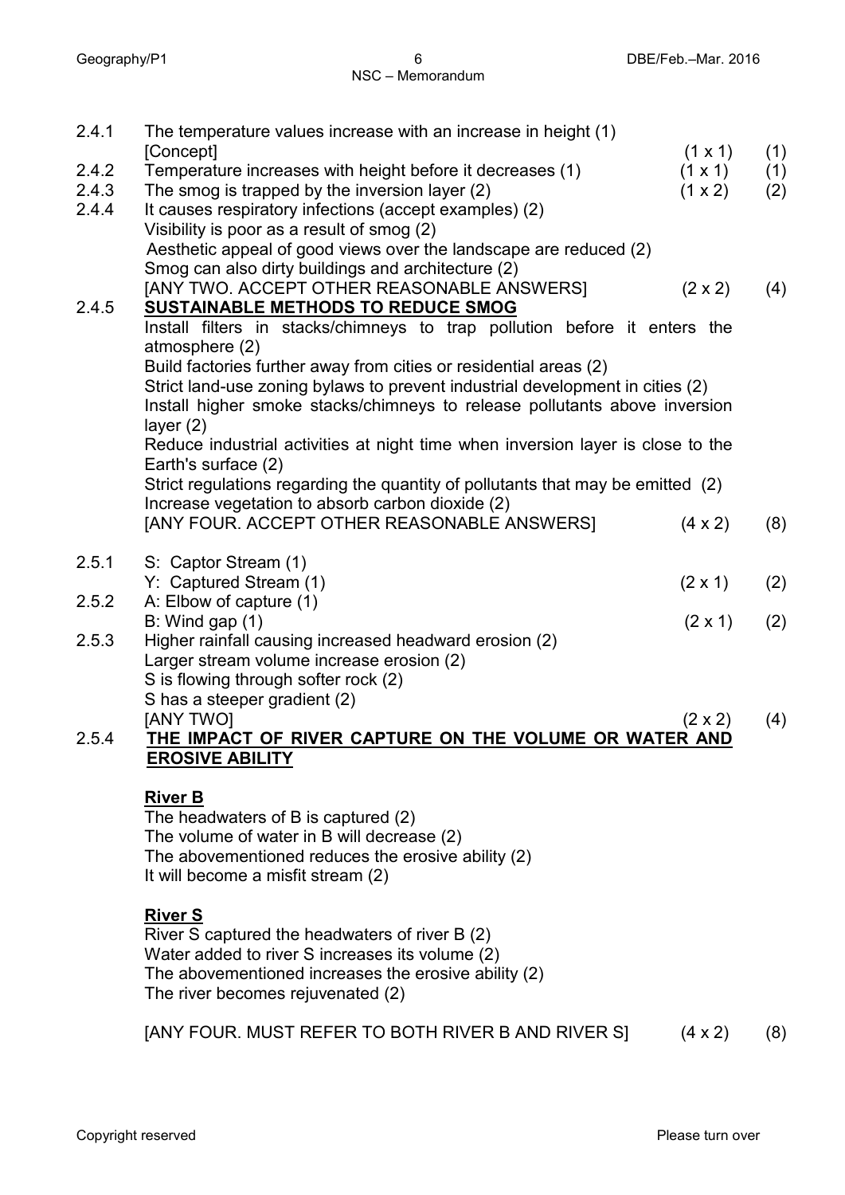2.4.1 The temperature values increase with an increase in height (1) [Concept] (1 x 1) (1)

2.4.2 Temperature increases with height before it decreases (1) (1 x 1) (1)

2.4.3 The smog is trapped by the inversion layer (2) (1 x 2) (2)

2.4.4 It causes respiratory infections (accept examples) (2)
Visibility is poor as a result of smog (2)
Aesthetic appeal of good views over the landscape are reduced (2)
Smog can also dirty buildings and architecture (2)
[ANY TWO. ACCEPT OTHER REASONABLE ANSWERS] (2 x 2) (4)

2.4.5 **SUSTAINABLE METHODS TO REDUCE SMOG**
Install filters in stacks/chimneys to trap pollution before it enters the atmosphere (2)
Build factories further away from cities or residential areas (2)
Strict land-use zoning bylaws to prevent industrial development in cities (2)
Install higher smoke stacks/chimneys to release pollutants above inversion layer (2)
Reduce industrial activities at night time when inversion layer is close to the Earth's surface (2)
Strict regulations regarding the quantity of pollutants that may be emitted (2)
Increase vegetation to absorb carbon dioxide (2)
[ANY FOUR. ACCEPT OTHER REASONABLE ANSWERS] (4 x 2) (8)

2.5.1 S: Captor Stream (1)
Y: Captured Stream (1) (2 x 1) (2)

2.5.2 A: Elbow of capture (1)
B: Wind gap (1) (2 x 1) (2)

2.5.3 Higher rainfall causing increased headward erosion (2)
Larger stream volume increase erosion (2)
S is flowing through softer rock (2)
S has a steeper gradient (2)
[ANY TWO] (2 x 2) (4)

2.5.4 **THE IMPACT OF RIVER CAPTURE ON THE VOLUME OR WATER AND EROSIVE ABILITY**

**River B**
The headwaters of B is captured (2)
The volume of water in B will decrease (2)
The abovementioned reduces the erosive ability (2)
It will become a misfit stream (2)

**River S**
River S captured the headwaters of river B (2)
Water added to river S increases its volume (2)
The abovementioned increases the erosive ability (2)
The river becomes rejuvenated (2)

[ANY FOUR. MUST REFER TO BOTH RIVER B AND RIVER S] (4 x 2) (8)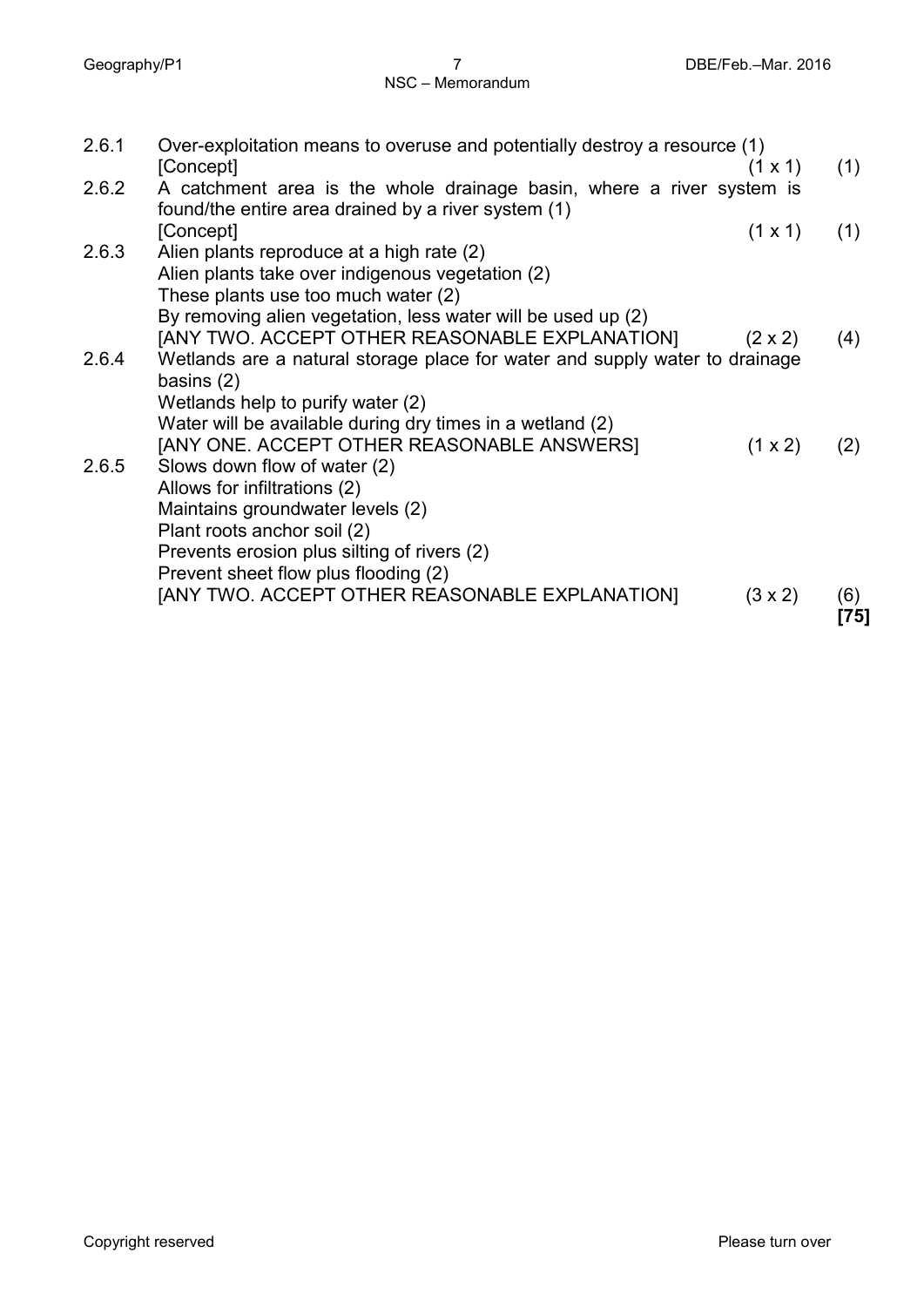2.6.1 Over-exploitation means to overuse and potentially destroy a resource (1)
[Concept] (1 x 1) (1)

2.6.2 A catchment area is the whole drainage basin, where a river system is found/the entire area drained by a river system (1)
[Concept] (1 x 1) (1)

2.6.3 Alien plants reproduce at a high rate (2)
Alien plants take over indigenous vegetation (2)
These plants use too much water (2)
By removing alien vegetation, less water will be used up (2)
[ANY TWO. ACCEPT OTHER REASONABLE EXPLANATION] (2 x 2) (4)

2.6.4 Wetlands are a natural storage place for water and supply water to drainage basins (2)
Wetlands help to purify water (2)
Water will be available during dry times in a wetland (2)
[ANY ONE. ACCEPT OTHER REASONABLE ANSWERS] (1 x 2) (2)

2.6.5 Slows down flow of water (2)
Allows for infiltrations (2)
Maintains groundwater levels (2)
Plant roots anchor soil (2)
Prevents erosion plus silting of rivers (2)
Prevent sheet flow plus flooding (2)
[ANY TWO. ACCEPT OTHER REASONABLE EXPLANATION] (3 x 2) (6)

**[75]**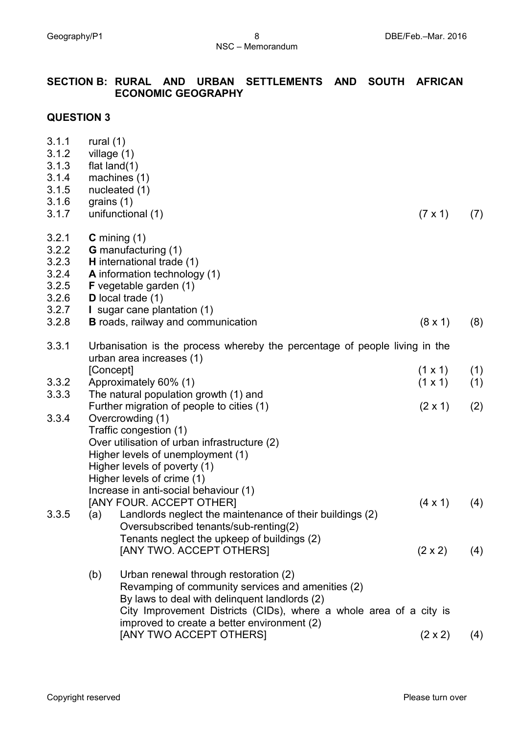## SECTION B: RURAL AND URBAN SETTLEMENTS AND SOUTH AFRICAN ECONOMIC GEOGRAPHY

### QUESTION 3

3.1.1 rural (1)
3.1.2 village (1)
3.1.3 flat land(1)
3.1.4 machines (1)
3.1.5 nucleated (1)
3.1.6 grains (1)
3.1.7 unifunctional (1) (7 x 1) (7)

3.2.1 **C** mining (1)
3.2.2 **G** manufacturing (1)
3.2.3 **H** international trade (1)
3.2.4 **A** information technology (1)
3.2.5 **F** vegetable garden (1)
3.2.6 **D** local trade (1)
3.2.7 **I** sugar cane plantation (1)
3.2.8 **B** roads, railway and communication (8 x 1) (8)

3.3.1 Urbanisation is the process whereby the percentage of people living in the urban area increases (1)
[Concept] (1 x 1) (1)

3.3.2 Approximately 60% (1) (1 x 1) (1)

3.3.3 The natural population growth (1) and
Further migration of people to cities (1) (2 x 1) (2)

3.3.4 Overcrowding (1)
Traffic congestion (1)
Over utilisation of urban infrastructure (2)
Higher levels of unemployment (1)
Higher levels of poverty (1)
Higher levels of crime (1)
Increase in anti-social behaviour (1)
[ANY FOUR. ACCEPT OTHER] (4 x 1) (4)

3.3.5 (a) Landlords neglect the maintenance of their buildings (2)
Oversubscribed tenants/sub-renting(2)
Tenants neglect the upkeep of buildings (2)
[ANY TWO. ACCEPT OTHERS] (2 x 2) (4)

(b) Urban renewal through restoration (2)
Revamping of community services and amenities (2)
By laws to deal with delinquent landlords (2)
City Improvement Districts (CIDs), where a whole area of a city is improved to create a better environment (2)
[ANY TWO ACCEPT OTHERS] (2 x 2) (4)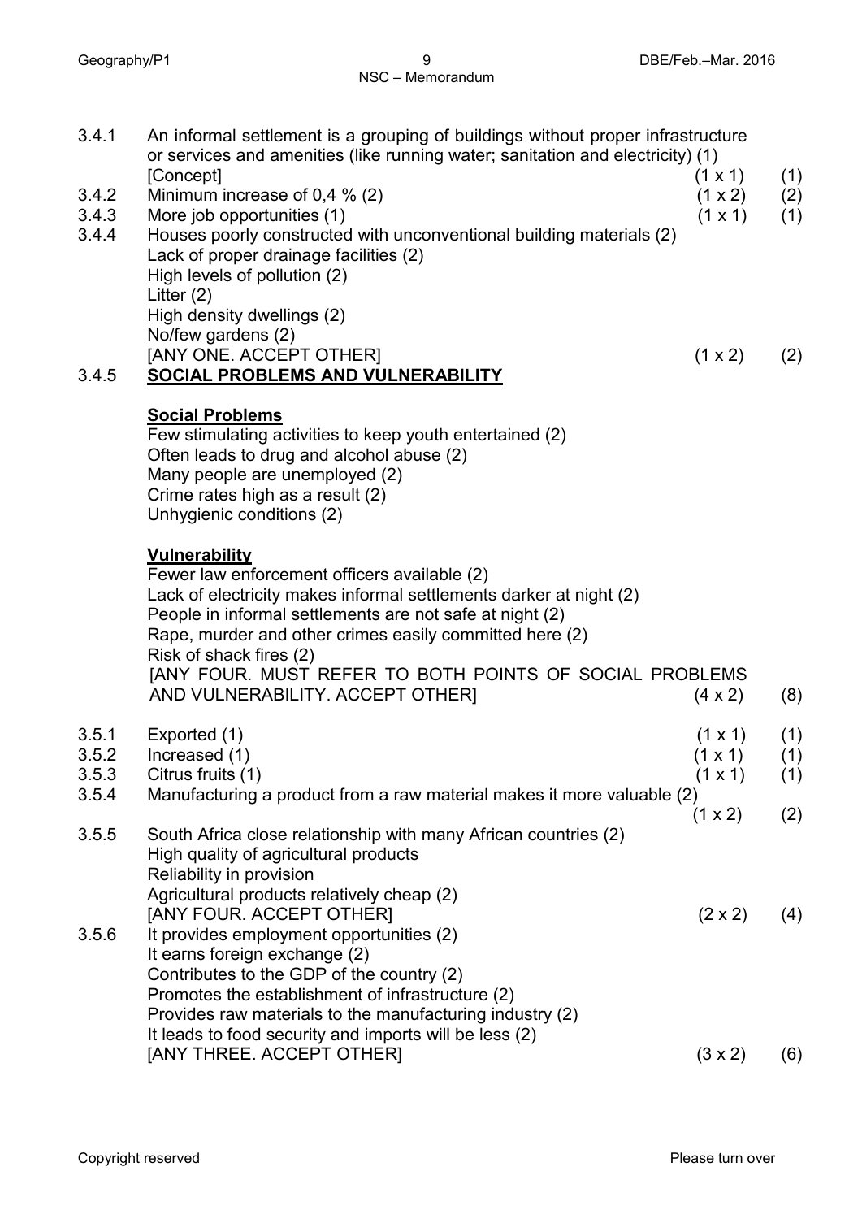3.4.1 An informal settlement is a grouping of buildings without proper infrastructure or services and amenities (like running water; sanitation and electricity) (1) [Concept] (1 x 1) (1)

3.4.2 Minimum increase of 0,4 % (2) (1 x 2) (2)

3.4.3 More job opportunities (1) (1 x 1) (1)

3.4.4 Houses poorly constructed with unconventional building materials (2)
Lack of proper drainage facilities (2)
High levels of pollution (2)
Litter (2)
High density dwellings (2)
No/few gardens (2)
[ANY ONE. ACCEPT OTHER] (1 x 2) (2)

3.4.5 **SOCIAL PROBLEMS AND VULNERABILITY**

**Social Problems**
Few stimulating activities to keep youth entertained (2)
Often leads to drug and alcohol abuse (2)
Many people are unemployed (2)
Crime rates high as a result (2)
Unhygienic conditions (2)

**Vulnerability**
Fewer law enforcement officers available (2)
Lack of electricity makes informal settlements darker at night (2)
People in informal settlements are not safe at night (2)
Rape, murder and other crimes easily committed here (2)
Risk of shack fires (2)
[ANY FOUR. MUST REFER TO BOTH POINTS OF SOCIAL PROBLEMS AND VULNERABILITY. ACCEPT OTHER] (4 x 2) (8)

3.5.1 Exported (1) (1 x 1) (1)

3.5.2 Increased (1) (1 x 1) (1)

3.5.3 Citrus fruits (1) (1 x 1) (1)

3.5.4 Manufacturing a product from a raw material makes it more valuable (2) (1 x 2) (2)

3.5.5 South Africa close relationship with many African countries (2)
High quality of agricultural products
Reliability in provision
Agricultural products relatively cheap (2)
[ANY FOUR. ACCEPT OTHER] (2 x 2) (4)

3.5.6 It provides employment opportunities (2)
It earns foreign exchange (2)
Contributes to the GDP of the country (2)
Promotes the establishment of infrastructure (2)
Provides raw materials to the manufacturing industry (2)
It leads to food security and imports will be less (2)
[ANY THREE. ACCEPT OTHER] (3 x 2) (6)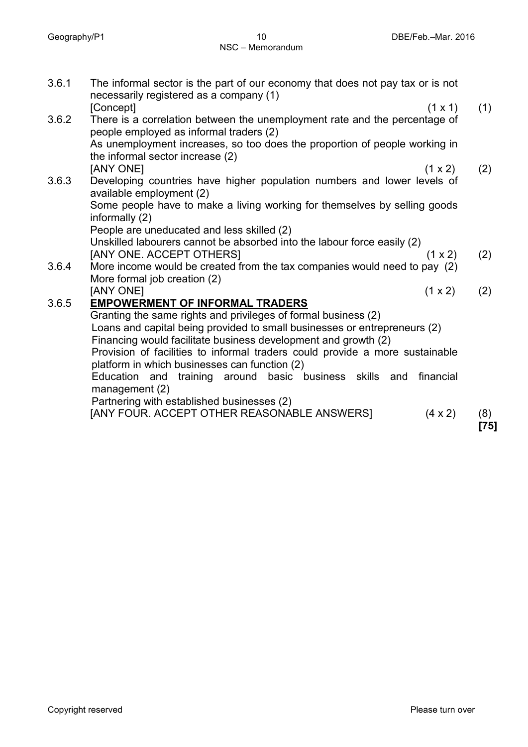3.6.1 The informal sector is the part of our economy that does not pay tax or is not necessarily registered as a company (1)
[Concept] (1 x 1) (1)

3.6.2 There is a correlation between the unemployment rate and the percentage of people employed as informal traders (2)
As unemployment increases, so too does the proportion of people working in the informal sector increase (2)
[ANY ONE] (1 x 2) (2)

3.6.3 Developing countries have higher population numbers and lower levels of available employment (2)
Some people have to make a living working for themselves by selling goods informally (2)
People are uneducated and less skilled (2)
Unskilled labourers cannot be absorbed into the labour force easily (2)
[ANY ONE. ACCEPT OTHERS] (1 x 2) (2)

3.6.4 More income would be created from the tax companies would need to pay (2)
More formal job creation (2)
[ANY ONE] (1 x 2) (2)

3.6.5 **EMPOWERMENT OF INFORMAL TRADERS**
Granting the same rights and privileges of formal business (2)
Loans and capital being provided to small businesses or entrepreneurs (2)
Financing would facilitate business development and growth (2)
Provision of facilities to informal traders could provide a more sustainable platform in which businesses can function (2)
Education and training around basic business skills and financial management (2)
Partnering with established businesses (2)
[ANY FOUR. ACCEPT OTHER REASONABLE ANSWERS] (4 x 2) (8)

**[75]**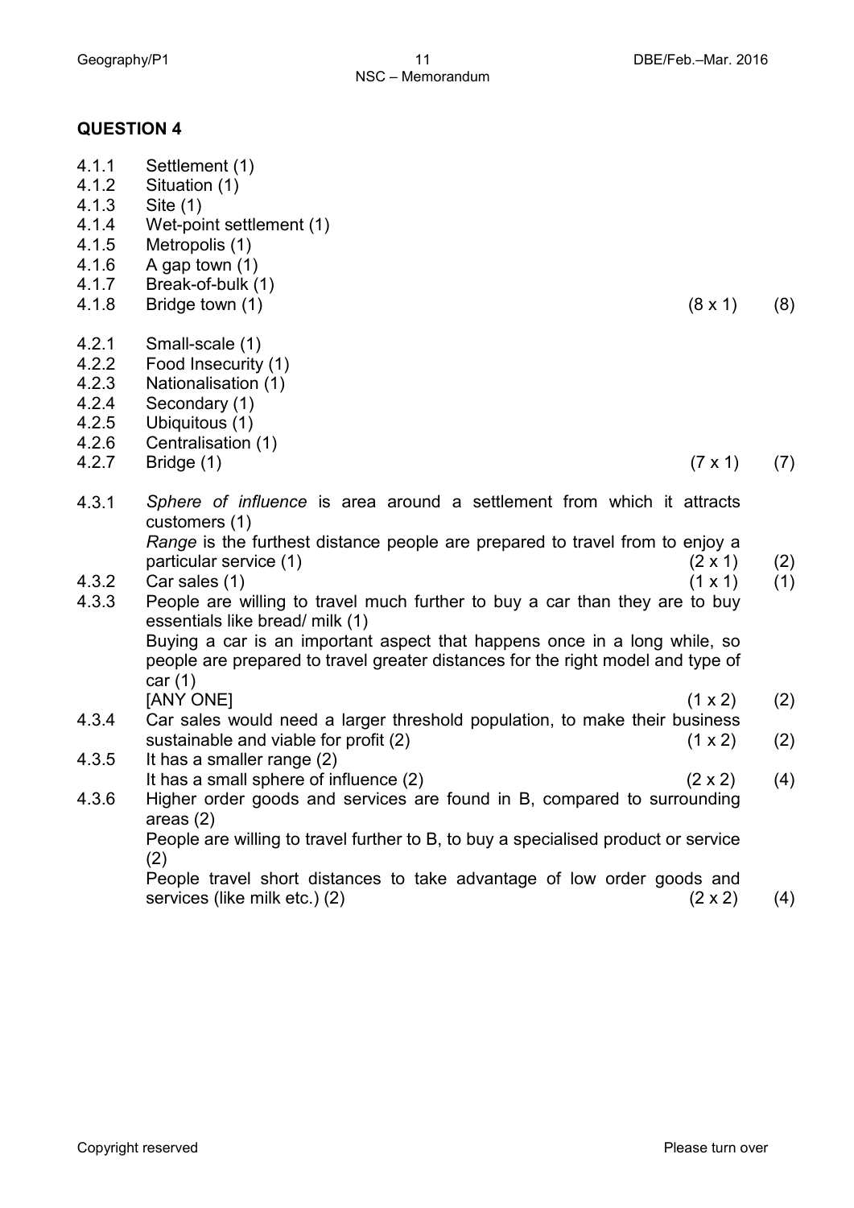## QUESTION 4

4.1.1 Settlement (1)
4.1.2 Situation (1)
4.1.3 Site (1)
4.1.4 Wet-point settlement (1)
4.1.5 Metropolis (1)
4.1.6 A gap town (1)
4.1.7 Break-of-bulk (1)
4.1.8 Bridge town (1) (8 x 1) (8)

4.2.1 Small-scale (1)
4.2.2 Food Insecurity (1)
4.2.3 Nationalisation (1)
4.2.4 Secondary (1)
4.2.5 Ubiquitous (1)
4.2.6 Centralisation (1)
4.2.7 Bridge (1) (7 x 1) (7)

4.3.1 *Sphere of influence* is area around a settlement from which it attracts customers (1)
*Range* is the furthest distance people are prepared to travel from to enjoy a particular service (1) (2 x 1) (2)

4.3.2 Car sales (1) (1 x 1) (1)

4.3.3 People are willing to travel much further to buy a car than they are to buy essentials like bread/ milk (1)
Buying a car is an important aspect that happens once in a long while, so people are prepared to travel greater distances for the right model and type of car (1)
[ANY ONE] (1 x 2) (2)

4.3.4 Car sales would need a larger threshold population, to make their business sustainable and viable for profit (2) (1 x 2) (2)

4.3.5 It has a smaller range (2)
It has a small sphere of influence (2) (2 x 2) (4)

4.3.6 Higher order goods and services are found in B, compared to surrounding areas (2)
People are willing to travel further to B, to buy a specialised product or service (2)
People travel short distances to take advantage of low order goods and services (like milk etc.) (2) (2 x 2) (4)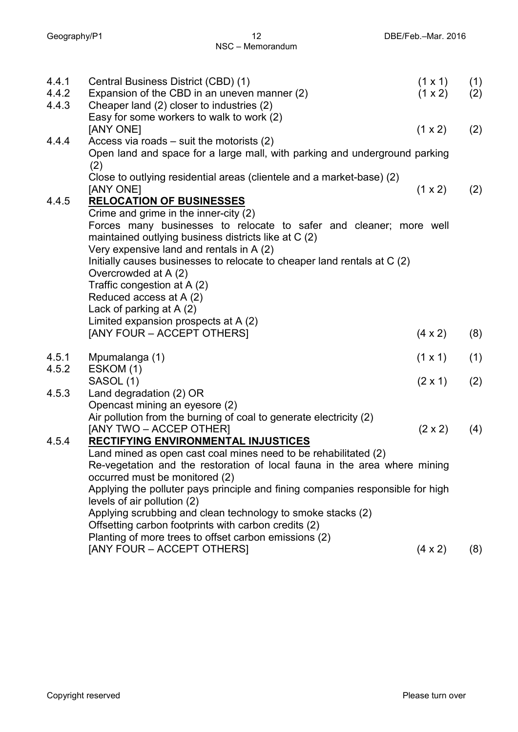| | | | |
|---|---|---|---|
| 4.4.1 | Central Business District (CBD) (1) | (1 x 1) | (1) |
| 4.4.2 | Expansion of the CBD in an uneven manner (2) | (1 x 2) | (2) |
| 4.4.3 | Cheaper land (2) closer to industries (2)<br>Easy for some workers to walk to work (2)<br>[ANY ONE] | (1 x 2) | (2) |
| 4.4.4 | Access via roads – suit the motorists (2)<br>Open land and space for a large mall, with parking and underground parking (2)<br>Close to outlying residential areas (clientele and a market-base) (2)<br>[ANY ONE] | (1 x 2) | (2) |
| 4.4.5 | **<u>RELOCATION OF BUSINESSES</u>**<br>Crime and grime in the inner-city (2)<br>Forces many businesses to relocate to safer and cleaner; more well maintained outlying business districts like at C (2)<br>Very expensive land and rentals in A (2)<br>Initially causes businesses to relocate to cheaper land rentals at C (2)<br>Overcrowded at A (2)<br>Traffic congestion at A (2)<br>Reduced access at A (2)<br>Lack of parking at A (2)<br>Limited expansion prospects at A (2)<br>[ANY FOUR – ACCEPT OTHERS] | (4 x 2) | (8) |
| 4.5.1 | Mpumalanga (1) | (1 x 1) | (1) |
| 4.5.2 | ESKOM (1)<br>SASOL (1) | (2 x 1) | (2) |
| 4.5.3 | Land degradation (2) OR<br>Opencast mining an eyesore (2)<br>Air pollution from the burning of coal to generate electricity (2)<br>[ANY TWO – ACCEP OTHER] | (2 x 2) | (4) |
| 4.5.4 | **<u>RECTIFYING ENVIRONMENTAL INJUSTICES</u>**<br>Land mined as open cast coal mines need to be rehabilitated (2)<br>Re-vegetation and the restoration of local fauna in the area where mining occurred must be monitored (2)<br>Applying the polluter pays principle and fining companies responsible for high levels of air pollution (2)<br>Applying scrubbing and clean technology to smoke stacks (2)<br>Offsetting carbon footprints with carbon credits (2)<br>Planting of more trees to offset carbon emissions (2)<br>[ANY FOUR – ACCEPT OTHERS] | (4 x 2) | (8) |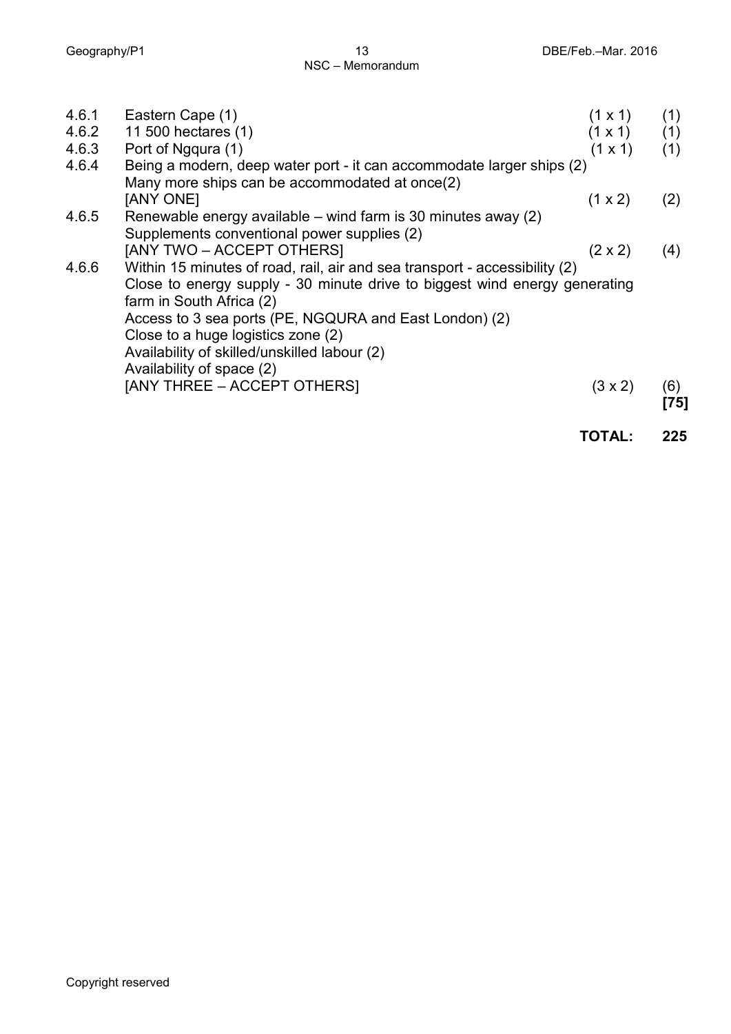| | | | |
|---|---|---|---|
| 4.6.1 | Eastern Cape (1) | (1 x 1) | (1) |
| 4.6.2 | 11 500 hectares (1) | (1 x 1) | (1) |
| 4.6.3 | Port of Ngqura (1) | (1 x 1) | (1) |
| 4.6.4 | Being a modern, deep water port - it can accommodate larger ships (2)<br>Many more ships can be accommodated at once(2)<br>[ANY ONE] | (1 x 2) | (2) |
| 4.6.5 | Renewable energy available – wind farm is 30 minutes away (2)<br>Supplements conventional power supplies (2)<br>[ANY TWO – ACCEPT OTHERS] | (2 x 2) | (4) |
| 4.6.6 | Within 15 minutes of road, rail, air and sea transport - accessibility (2)<br>Close to energy supply - 30 minute drive to biggest wind energy generating farm in South Africa (2)<br>Access to 3 sea ports (PE, NGQURA and East London) (2)<br>Close to a huge logistics zone (2)<br>Availability of skilled/unskilled labour (2)<br>Availability of space (2)<br>[ANY THREE – ACCEPT OTHERS] | (3 x 2) | (6)<br>**[75]** |

**TOTAL: 225**

Copyright reserved